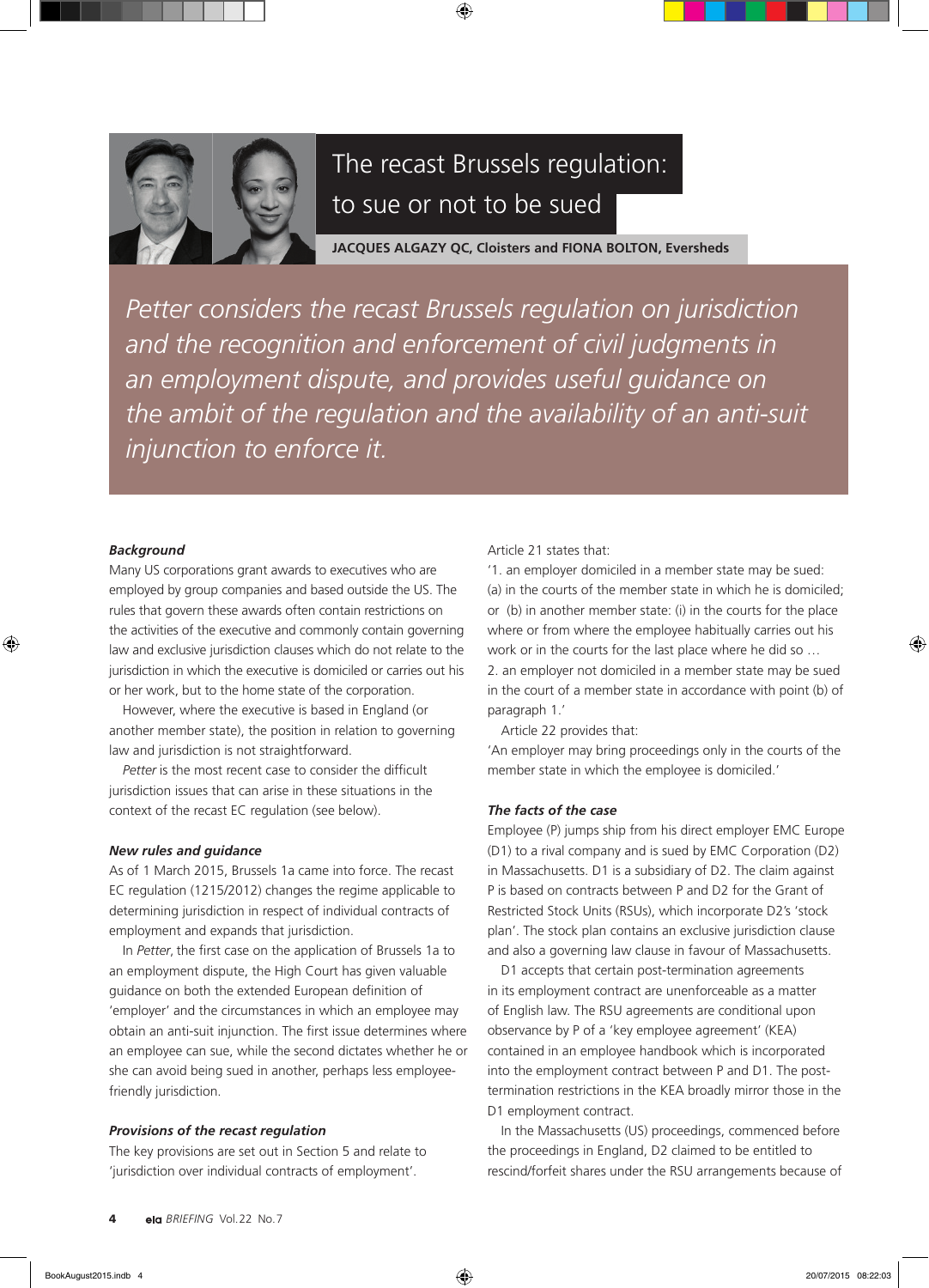# The recast Brussels regulation: to sue or not to be sued

**JACQUES ALGAZY QC, Cloisters and FIONA BOLTON, Eversheds**

*Petter considers the recast Brussels regulation on jurisdiction and the recognition and enforcement of civil judgments in an employment dispute, and provides useful guidance on the ambit of the regulation and the availability of an anti-suit injunction to enforce it.*

### *Background*

Many US corporations grant awards to executives who are employed by group companies and based outside the US. The rules that govern these awards often contain restrictions on the activities of the executive and commonly contain governing law and exclusive jurisdiction clauses which do not relate to the jurisdiction in which the executive is domiciled or carries out his or her work, but to the home state of the corporation.

However, where the executive is based in England (or another member state), the position in relation to governing law and jurisdiction is not straightforward.

*Petter* is the most recent case to consider the difficult jurisdiction issues that can arise in these situations in the context of the recast EC regulation (see below).

### *New rules and guidance*

As of 1 March 2015, Brussels 1a came into force. The recast EC regulation (1215/2012) changes the regime applicable to determining jurisdiction in respect of individual contracts of employment and expands that jurisdiction.

In *Petter*, the first case on the application of Brussels 1a to an employment dispute, the High Court has given valuable guidance on both the extended European definition of 'employer' and the circumstances in which an employee may obtain an anti-suit injunction. The first issue determines where an employee can sue, while the second dictates whether he or she can avoid being sued in another, perhaps less employee-friendly jurisdiction.

### *Provisions of the recast regulation*

The key provisions are set out in Section 5 and relate to 'jurisdiction over individual contracts of employment'.

Article 21 states that:

'1. an employer domiciled in a member state may be sued: (a) in the courts of the member state in which he is domiciled; or (b) in another member state: (i) in the courts for the place where or from where the employee habitually carries out his work or in the courts for the last place where he did so …
2. an employer not domiciled in a member state may be sued in the court of a member state in accordance with point (b) of paragraph 1.'

Article 22 provides that:

'An employer may bring proceedings only in the courts of the member state in which the employee is domiciled.'

### *The facts of the case*

Employee (P) jumps ship from his direct employer EMC Europe (D1) to a rival company and is sued by EMC Corporation (D2) in Massachusetts. D1 is a subsidiary of D2. The claim against P is based on contracts between P and D2 for the Grant of Restricted Stock Units (RSUs), which incorporate D2's 'stock plan'. The stock plan contains an exclusive jurisdiction clause and also a governing law clause in favour of Massachusetts.

D1 accepts that certain post-termination agreements in its employment contract are unenforceable as a matter of English law. The RSU agreements are conditional upon observance by P of a 'key employee agreement' (KEA) contained in an employee handbook which is incorporated into the employment contract between P and D1. The post-termination restrictions in the KEA broadly mirror those in the D1 employment contract.

In the Massachusetts (US) proceedings, commenced before the proceedings in England, D2 claimed to be entitled to rescind/forfeit shares under the RSU arrangements because of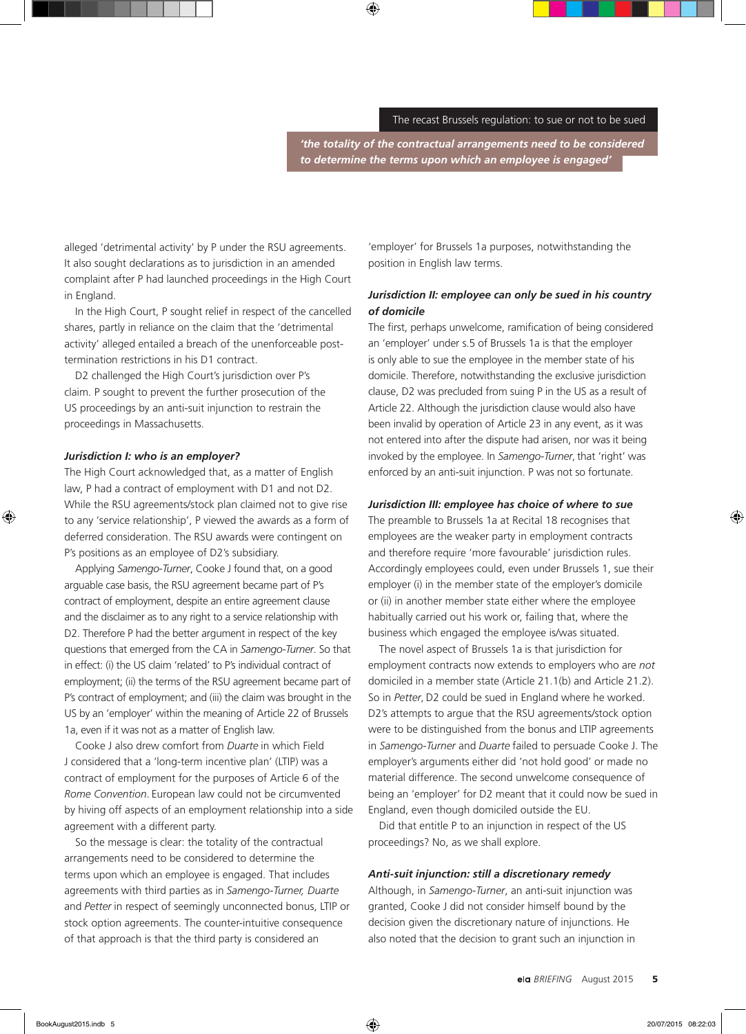> *'the totality of the contractual arrangements need to be considered to determine the terms upon which an employee is engaged'*

alleged 'detrimental activity' by P under the RSU agreements. It also sought declarations as to jurisdiction in an amended complaint after P had launched proceedings in the High Court in England.

In the High Court, P sought relief in respect of the cancelled shares, partly in reliance on the claim that the 'detrimental activity' alleged entailed a breach of the unenforceable post-termination restrictions in his D1 contract.

D2 challenged the High Court's jurisdiction over P's claim. P sought to prevent the further prosecution of the US proceedings by an anti-suit injunction to restrain the proceedings in Massachusetts.

### *Jurisdiction I: who is an employer?*

The High Court acknowledged that, as a matter of English law, P had a contract of employment with D1 and not D2. While the RSU agreements/stock plan claimed not to give rise to any 'service relationship', P viewed the awards as a form of deferred consideration. The RSU awards were contingent on P's positions as an employee of D2's subsidiary.

Applying *Samengo-Turner*, Cooke J found that, on a good arguable case basis, the RSU agreement became part of P's contract of employment, despite an entire agreement clause and the disclaimer as to any right to a service relationship with D2. Therefore P had the better argument in respect of the key questions that emerged from the CA in *Samengo-Turner*. So that in effect: (i) the US claim 'related' to P's individual contract of employment; (ii) the terms of the RSU agreement became part of P's contract of employment; and (iii) the claim was brought in the US by an 'employer' within the meaning of Article 22 of Brussels 1a, even if it was not as a matter of English law.

Cooke J also drew comfort from *Duarte* in which Field J considered that a 'long-term incentive plan' (LTIP) was a contract of employment for the purposes of Article 6 of the *Rome Convention*. European law could not be circumvented by hiving off aspects of an employment relationship into a side agreement with a different party.

So the message is clear: the totality of the contractual arrangements need to be considered to determine the terms upon which an employee is engaged. That includes agreements with third parties as in *Samengo-Turner, Duarte* and *Petter* in respect of seemingly unconnected bonus, LTIP or stock option agreements. The counter-intuitive consequence of that approach is that the third party is considered an 'employer' for Brussels 1a purposes, notwithstanding the position in English law terms.

### *Jurisdiction II: employee can only be sued in his country of domicile*

The first, perhaps unwelcome, ramification of being considered an 'employer' under s.5 of Brussels 1a is that the employer is only able to sue the employee in the member state of his domicile. Therefore, notwithstanding the exclusive jurisdiction clause, D2 was precluded from suing P in the US as a result of Article 22. Although the jurisdiction clause would also have been invalid by operation of Article 23 in any event, as it was not entered into after the dispute had arisen, nor was it being invoked by the employee. In *Samengo-Turner*, that 'right' was enforced by an anti-suit injunction. P was not so fortunate.

### *Jurisdiction III: employee has choice of where to sue*

The preamble to Brussels 1a at Recital 18 recognises that employees are the weaker party in employment contracts and therefore require 'more favourable' jurisdiction rules. Accordingly employees could, even under Brussels 1, sue their employer (i) in the member state of the employer's domicile or (ii) in another member state either where the employee habitually carried out his work or, failing that, where the business which engaged the employee is/was situated.

The novel aspect of Brussels 1a is that jurisdiction for employment contracts now extends to employers who are *not* domiciled in a member state (Article 21.1(b) and Article 21.2). So in *Petter*, D2 could be sued in England where he worked. D2's attempts to argue that the RSU agreements/stock option were to be distinguished from the bonus and LTIP agreements in *Samengo-Turner* and *Duarte* failed to persuade Cooke J. The employer's arguments either did 'not hold good' or made no material difference. The second unwelcome consequence of being an 'employer' for D2 meant that it could now be sued in England, even though domiciled outside the EU.

Did that entitle P to an injunction in respect of the US proceedings? No, as we shall explore.

### *Anti-suit injunction: still a discretionary remedy*

Although, in *Samengo-Turner*, an anti-suit injunction was granted, Cooke J did not consider himself bound by the decision given the discretionary nature of injunctions. He also noted that the decision to grant such an injunction in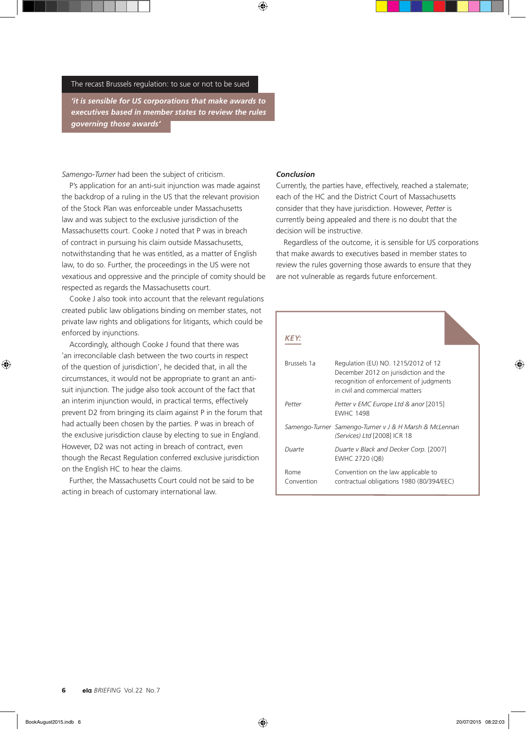*Samengo-Turner* had been the subject of criticism.

P's application for an anti-suit injunction was made against the backdrop of a ruling in the US that the relevant provision of the Stock Plan was enforceable under Massachusetts law and was subject to the exclusive jurisdiction of the Massachusetts court. Cooke J noted that P was in breach of contract in pursuing his claim outside Massachusetts, notwithstanding that he was entitled, as a matter of English law, to do so. Further, the proceedings in the US were not vexatious and oppressive and the principle of comity should be respected as regards the Massachusetts court.

Cooke J also took into account that the relevant regulations created public law obligations binding on member states, not private law rights and obligations for litigants, which could be enforced by injunctions.

Accordingly, although Cooke J found that there was 'an irreconcilable clash between the two courts in respect of the question of jurisdiction', he decided that, in all the circumstances, it would not be appropriate to grant an anti-suit injunction. The judge also took account of the fact that an interim injunction would, in practical terms, effectively prevent D2 from bringing its claim against P in the forum that had actually been chosen by the parties. P was in breach of the exclusive jurisdiction clause by electing to sue in England. However, D2 was not acting in breach of contract, even though the Recast Regulation conferred exclusive jurisdiction on the English HC to hear the claims.

Further, the Massachusetts Court could not be said to be acting in breach of customary international law.

### *Conclusion*

Currently, the parties have, effectively, reached a stalemate; each of the HC and the District Court of Massachusetts consider that they have jurisdiction. However, *Petter* is currently being appealed and there is no doubt that the decision will be instructive.

Regardless of the outcome, it is sensible for US corporations that make awards to executives based in member states to review the rules governing those awards to ensure that they are not vulnerable as regards future enforcement.

> *'it is sensible for US corporations that make awards to executives based in member states to review the rules governing those awards'*

*KEY:*

| | |
|---|---|
| Brussels 1a | Regulation (EU) NO. 1215/2012 of 12 December 2012 on jurisdiction and the recognition of enforcement of judgments in civil and commercial matters |
| *Petter* | *Petter v EMC Europe Ltd & anor* [2015] EWHC 1498 |
| *Samengo-Turner* | *Samengo-Turner v J & H Marsh & McLennan (Services) Ltd* [2008] ICR 18 |
| *Duarte* | *Duarte v Black and Decker Corp.* [2007] EWHC 2720 (QB) |
| Rome Convention | Convention on the law applicable to contractual obligations 1980 (80/394/EEC) |